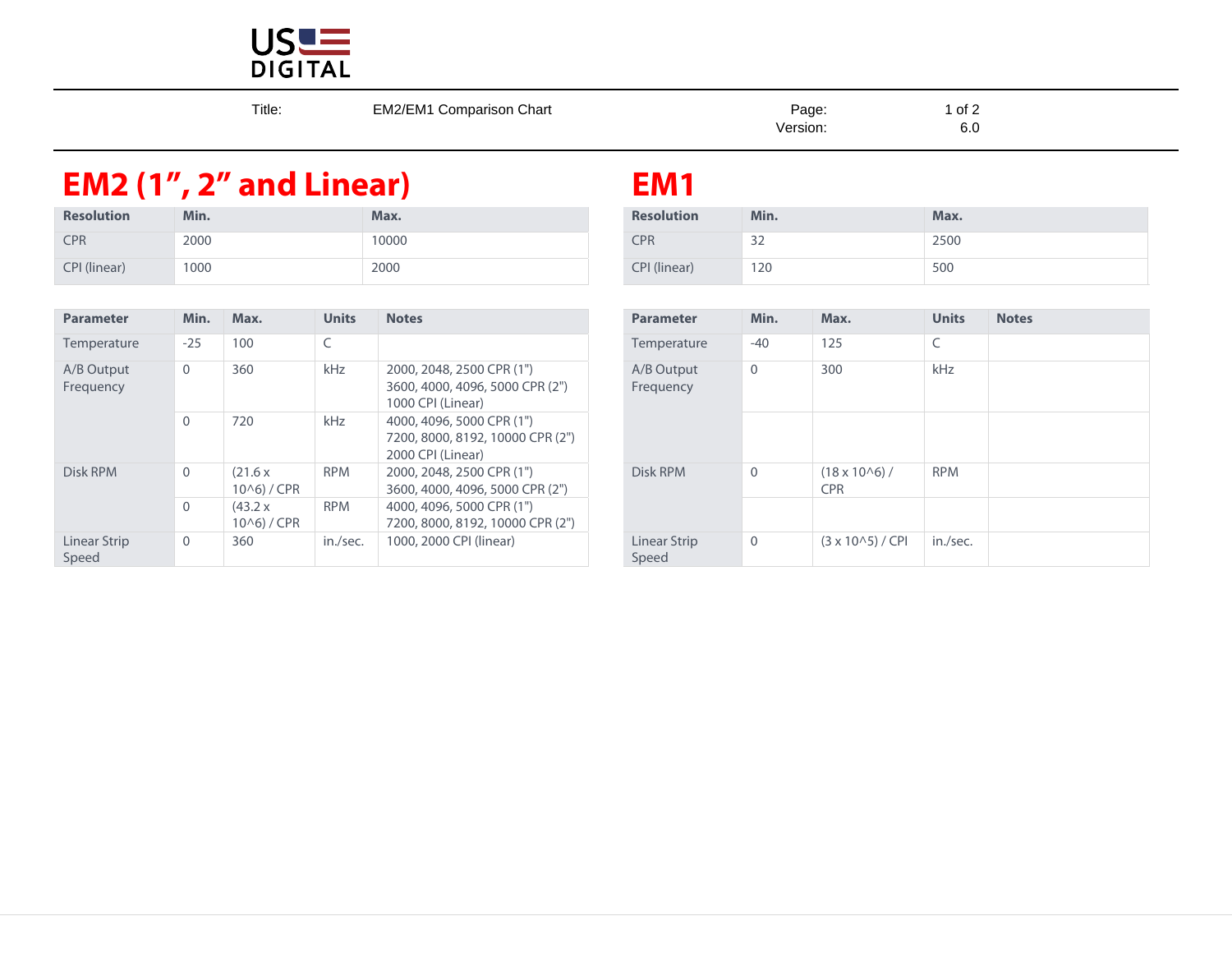US DIGITAL

Title: EM2/EM1 Comparison Chart

Version: 6.0

# EM2 (1", 2" and Linear)

| Resolution | Min. | Max. |
|---|---|---|
| CPR | 2000 | 10000 |
| CPI (linear) | 1000 | 2000 |

| Parameter | Min. | Max. | Units | Notes |
|---|---|---|---|---|
| Temperature | -25 | 100 | C | |
| A/B Output Frequency | 0 | 360 | kHz | 2000, 2048, 2500 CPR (1")<br>3600, 4000, 4096, 5000 CPR (2")<br>1000 CPI (Linear) |
| | 0 | 720 | kHz | 4000, 4096, 5000 CPR (1")<br>7200, 8000, 8192, 10000 CPR (2")<br>2000 CPI (Linear) |
| Disk RPM | 0 | $(21.6 \times 10^6)$ / CPR | RPM | 2000, 2048, 2500 CPR (1")<br>3600, 4000, 4096, 5000 CPR (2") |
| | 0 | $(43.2 \times 10^6)$ / CPR | RPM | 4000, 4096, 5000 CPR (1")<br>7200, 8000, 8192, 10000 CPR (2") |
| Linear Strip Speed | 0 | 360 | in./sec. | 1000, 2000 CPI (linear) |

# EM1

| Resolution | Min. | Max. |
|---|---|---|
| CPR | 32 | 2500 |
| CPI (linear) | 120 | 500 |

| Parameter | Min. | Max. | Units | Notes |
|---|---|---|---|---|
| Temperature | -40 | 125 | C | |
| A/B Output Frequency | 0 | 300 | kHz | |
| | | | | |
| Disk RPM | 0 | $(18 \times 10^6)$ / CPR | RPM | |
| | | | | |
| Linear Strip Speed | 0 | $(3 \times 10^5)$ / CPI | in./sec. | |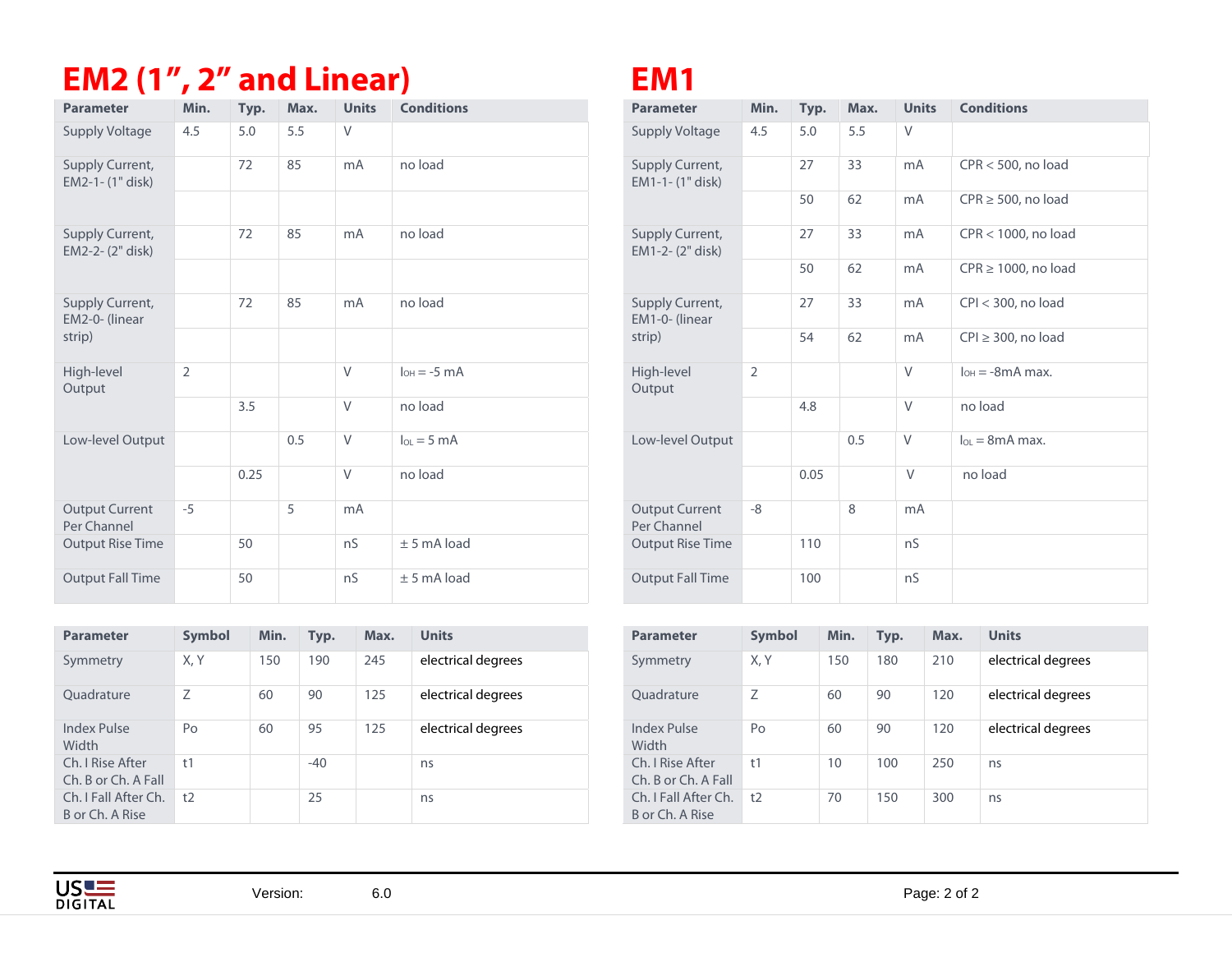# EM2 (1", 2" and Linear)

| Parameter | Min. | Typ. | Max. | Units | Conditions |
| --- | --- | --- | --- | --- | --- |
| Supply Voltage | 4.5 | 5.0 | 5.5 | V | |
| Supply Current, EM2-1- (1" disk) | | 72 | 85 | mA | no load |
| | | | | | |
| Supply Current, EM2-2- (2" disk) | | 72 | 85 | mA | no load |
| | | | | | |
| Supply Current, EM2-0- (linear strip) | | 72 | 85 | mA | no load |
| | | | | | |
| High-level Output | 2 | | | V | $I_{OH}$ = -5 mA |
| | | 3.5 | | V | no load |
| Low-level Output | | | 0.5 | V | $I_{OL}$ = 5 mA |
| | | 0.25 | | V | no load |
| Output Current Per Channel | -5 | | 5 | mA | |
| Output Rise Time | | 50 | | nS | ± 5 mA load |
| Output Fall Time | | 50 | | nS | ± 5 mA load |

| Parameter | Symbol | Min. | Typ. | Max. | Units |
| --- | --- | --- | --- | --- | --- |
| Symmetry | X, Y | 150 | 190 | 245 | electrical degrees |
| Quadrature | Z | 60 | 90 | 125 | electrical degrees |
| Index Pulse Width | Po | 60 | 95 | 125 | electrical degrees |
| Ch. I Rise After Ch. B or Ch. A Fall | t1 | | -40 | | ns |
| Ch. I Fall After Ch. B or Ch. A Rise | t2 | | 25 | | ns |

# EM1

| Parameter | Min. | Typ. | Max. | Units | Conditions |
| --- | --- | --- | --- | --- | --- |
| Supply Voltage | 4.5 | 5.0 | 5.5 | V | |
| Supply Current, EM1-1- (1" disk) | | 27 | 33 | mA | CPR < 500, no load |
| | | 50 | 62 | mA | CPR ≥ 500, no load |
| Supply Current, EM1-2- (2" disk) | | 27 | 33 | mA | CPR < 1000, no load |
| | | 50 | 62 | mA | CPR ≥ 1000, no load |
| Supply Current, EM1-0- (linear strip) | | 27 | 33 | mA | CPI < 300, no load |
| | | 54 | 62 | mA | CPI ≥ 300, no load |
| High-level Output | 2 | | | V | $I_{OH}$ = -8mA max. |
| | | 4.8 | | V | no load |
| Low-level Output | | | 0.5 | V | $I_{OL}$ = 8mA max. |
| | | 0.05 | | V | no load |
| Output Current Per Channel | -8 | | 8 | mA | |
| Output Rise Time | | 110 | | nS | |
| Output Fall Time | | 100 | | nS | |

| Parameter | Symbol | Min. | Typ. | Max. | Units |
| --- | --- | --- | --- | --- | --- |
| Symmetry | X, Y | 150 | 180 | 210 | electrical degrees |
| Quadrature | Z | 60 | 90 | 120 | electrical degrees |
| Index Pulse Width | Po | 60 | 90 | 120 | electrical degrees |
| Ch. I Rise After Ch. B or Ch. A Fall | t1 | 10 | 100 | 250 | ns |
| Ch. I Fall After Ch. B or Ch. A Rise | t2 | 70 | 150 | 300 | ns |

US DIGITAL

Version: 6.0